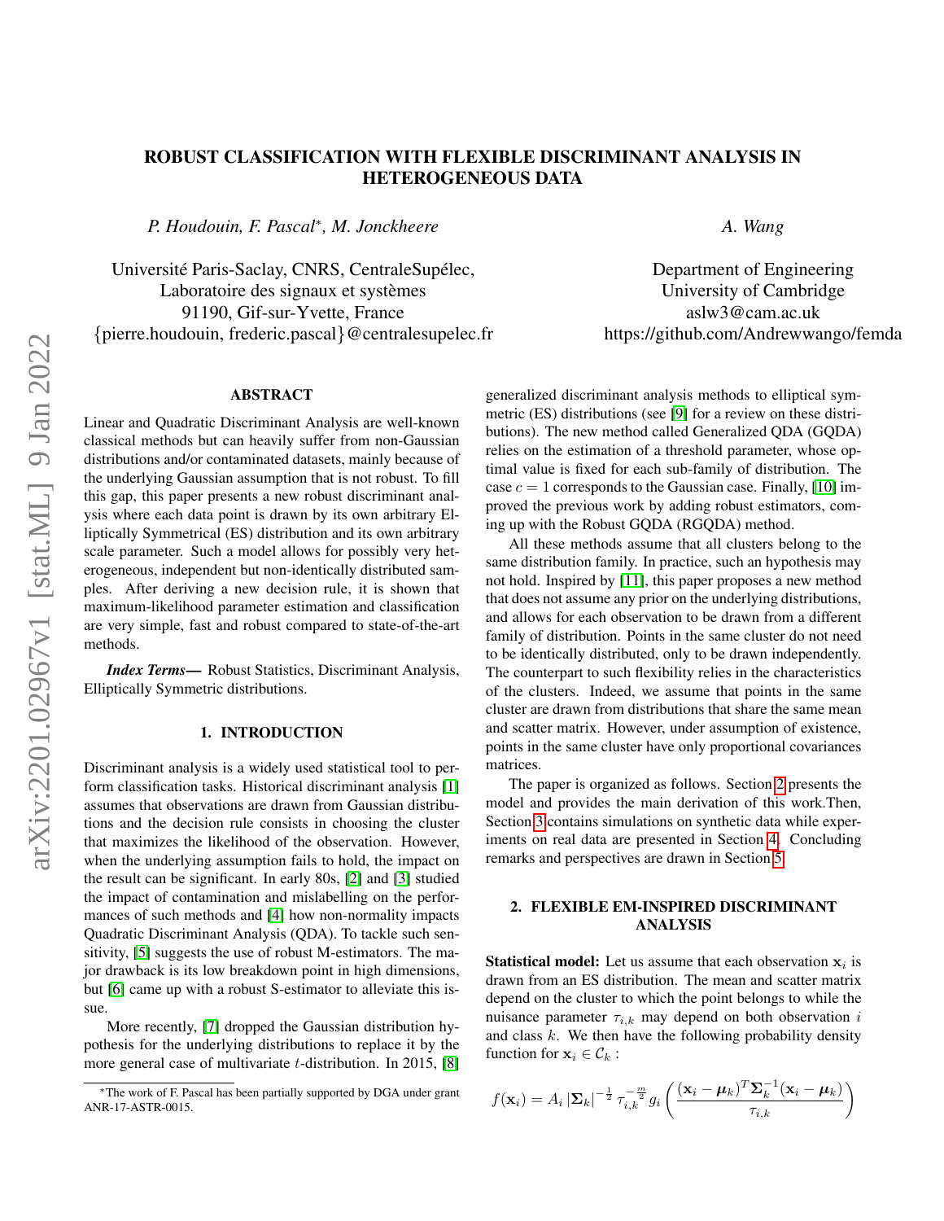# ROBUST CLASSIFICATION WITH FLEXIBLE DISCRIMINANT ANALYSIS IN HETEROGENEOUS DATA

*P. Houdouin, F. Pascal*, M. Jonckheere*

Université Paris-Saclay, CNRS, CentraleSupélec,
Laboratoire des signaux et systèmes
91190, Gif-sur-Yvette, France
{pierre.houdouin, frederic.pascal}@centralesupelec.fr

*A. Wang*

Department of Engineering
University of Cambridge
aslw3@cam.ac.uk
https://github.com/Andrewwango/femda

## ABSTRACT

Linear and Quadratic Discriminant Analysis are well-known classical methods but can heavily suffer from non-Gaussian distributions and/or contaminated datasets, mainly because of the underlying Gaussian assumption that is not robust. To fill this gap, this paper presents a new robust discriminant analysis where each data point is drawn by its own arbitrary Elliptically Symmetrical (ES) distribution and its own arbitrary scale parameter. Such a model allows for possibly very heterogeneous, independent but non-identically distributed samples. After deriving a new decision rule, it is shown that maximum-likelihood parameter estimation and classification are very simple, fast and robust compared to state-of-the-art methods.

***Index Terms*—** Robust Statistics, Discriminant Analysis, Elliptically Symmetric distributions.

## 1. INTRODUCTION

Discriminant analysis is a widely used statistical tool to perform classification tasks. Historical discriminant analysis [1] assumes that observations are drawn from Gaussian distributions and the decision rule consists in choosing the cluster that maximizes the likelihood of the observation. However, when the underlying assumption fails to hold, the impact on the result can be significant. In early 80s, [2] and [3] studied the impact of contamination and mislabelling on the performances of such methods and [4] how non-normality impacts Quadratic Discriminant Analysis (QDA). To tackle such sensitivity, [5] suggests the use of robust M-estimators. The major drawback is its low breakdown point in high dimensions, but [6] came up with a robust S-estimator to alleviate this issue.

More recently, [7] dropped the Gaussian distribution hypothesis for the underlying distributions to replace it by the more general case of multivariate $t$-distribution. In 2015, [8] generalized discriminant analysis methods to elliptical symmetric (ES) distributions (see [9] for a review on these distributions). The new method called Generalized QDA (GQDA) relies on the estimation of a threshold parameter, whose optimal value is fixed for each sub-family of distribution. The case $c = 1$ corresponds to the Gaussian case. Finally, [10] improved the previous work by adding robust estimators, coming up with the Robust GQDA (RGQDA) method.

All these methods assume that all clusters belong to the same distribution family. In practice, such an hypothesis may not hold. Inspired by [11], this paper proposes a new method that does not assume any prior on the underlying distributions, and allows for each observation to be drawn from a different family of distribution. Points in the same cluster do not need to be identically distributed, only to be drawn independently. The counterpart to such flexibility relies in the characteristics of the clusters. Indeed, we assume that points in the same cluster are drawn from distributions that share the same mean and scatter matrix. However, under assumption of existence, points in the same cluster have only proportional covariances matrices.

The paper is organized as follows. Section 2 presents the model and provides the main derivation of this work.Then, Section 3 contains simulations on synthetic data while experiments on real data are presented in Section 4. Concluding remarks and perspectives are drawn in Section 5.

## 2. FLEXIBLE EM-INSPIRED DISCRIMINANT ANALYSIS

**Statistical model:** Let us assume that each observation $\mathbf{x}_i$ is drawn from an ES distribution. The mean and scatter matrix depend on the cluster to which the point belongs to while the nuisance parameter $\tau_{i,k}$ may depend on both observation $i$ and class $k$. We then have the following probability density function for $\mathbf{x}_i \in \mathcal{C}_k$ :

$$f(\mathbf{x}_i) = A_i \left|\mathbf{\Sigma}_k\right|^{-\frac{1}{2}} \tau_{i,k}^{-\frac{m}{2}} g_i \left( \frac{(\mathbf{x}_i - \boldsymbol{\mu}_k)^T \mathbf{\Sigma}_k^{-1} (\mathbf{x}_i - \boldsymbol{\mu}_k)}{\tau_{i,k}} \right)$$

*The work of F. Pascal has been partially supported by DGA under grant ANR-17-ASTR-0015.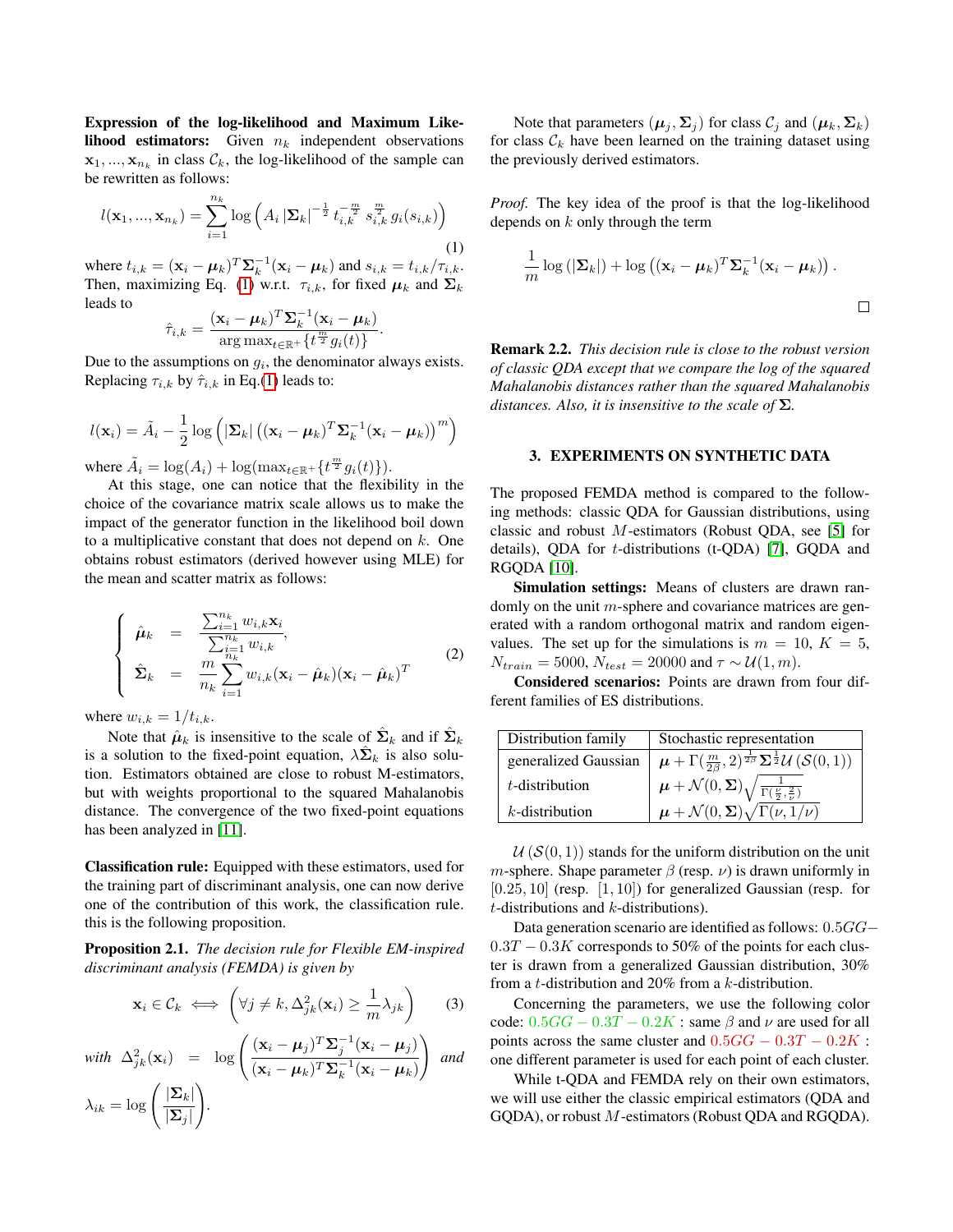**Expression of the log-likelihood and Maximum Likelihood estimators:** Given $n_k$ independent observations $\mathbf{x}_1, ..., \mathbf{x}_{n_k}$ in class $\mathcal{C}_k$, the log-likelihood of the sample can be rewritten as follows:

$$l(\mathbf{x}_1, ..., \mathbf{x}_{n_k}) = \sum_{i=1}^{n_k} \log\left(A_i\, |\boldsymbol{\Sigma}_k|^{-\frac{1}{2}}\, t_{i,k}^{-\frac{m}{2}}\, s_{i,k}^{\frac{m}{2}}\, g_i(s_{i,k})\right) \tag{1}$$

where $t_{i,k} = (\mathbf{x}_i - \boldsymbol{\mu}_k)^T \boldsymbol{\Sigma}_k^{-1} (\mathbf{x}_i - \boldsymbol{\mu}_k)$ and $s_{i,k} = t_{i,k}/\tau_{i,k}$. Then, maximizing Eq. (1) w.r.t. $\tau_{i,k}$, for fixed $\boldsymbol{\mu}_k$ and $\boldsymbol{\Sigma}_k$ leads to

$$\hat{\tau}_{i,k} = \frac{(\mathbf{x}_i - \boldsymbol{\mu}_k)^T \boldsymbol{\Sigma}_k^{-1} (\mathbf{x}_i - \boldsymbol{\mu}_k)}{\arg\max_{t \in \mathbb{R}^+}\{t^{\frac{m}{2}} g_i(t)\}}.$$

Due to the assumptions on $g_i$, the denominator always exists. Replacing $\tau_{i,k}$ by $\hat{\tau}_{i,k}$ in Eq.(1) leads to:

$$l(\mathbf{x}_i) = \tilde{A}_i - \frac{1}{2}\log\left(|\boldsymbol{\Sigma}_k| \left((\mathbf{x}_i - \boldsymbol{\mu}_k)^T \boldsymbol{\Sigma}_k^{-1} (\mathbf{x}_i - \boldsymbol{\mu}_k)\right)^m\right)$$

where $\tilde{A}_i = \log(A_i) + \log(\max_{t \in \mathbb{R}^+}\{t^{\frac{m}{2}} g_i(t)\})$.

At this stage, one can notice that the flexibility in the choice of the covariance matrix scale allows us to make the impact of the generator function in the likelihood boil down to a multiplicative constant that does not depend on $k$. One obtains robust estimators (derived however using MLE) for the mean and scatter matrix as follows:

$$\begin{cases} \hat{\boldsymbol{\mu}}_k &= \dfrac{\sum_{i=1}^{n_k} w_{i,k} \mathbf{x}_i}{\sum_{i=1}^{n_k} w_{i,k}}, \\ \hat{\boldsymbol{\Sigma}}_k &= \dfrac{m}{n_k} \displaystyle\sum_{i=1}^{n_k} w_{i,k} (\mathbf{x}_i - \hat{\boldsymbol{\mu}}_k)(\mathbf{x}_i - \hat{\boldsymbol{\mu}}_k)^T \end{cases} \tag{2}$$

where $w_{i,k} = 1/t_{i,k}$.

Note that $\hat{\boldsymbol{\mu}}_k$ is insensitive to the scale of $\hat{\boldsymbol{\Sigma}}_k$ and if $\hat{\boldsymbol{\Sigma}}_k$ is a solution to the fixed-point equation, $\lambda \hat{\boldsymbol{\Sigma}}_k$ is also solution. Estimators obtained are close to robust M-estimators, but with weights proportional to the squared Mahalanobis distance. The convergence of the two fixed-point equations has been analyzed in [11].

**Classification rule:** Equipped with these estimators, used for the training part of discriminant analysis, one can now derive one of the contribution of this work, the classification rule. this is the following proposition.

**Proposition 2.1.** *The decision rule for Flexible EM-inspired discriminant analysis (FEMDA) is given by*

$$\mathbf{x}_i \in \mathcal{C}_k \iff \left(\forall j \neq k, \Delta_{jk}^2(\mathbf{x}_i) \geq \frac{1}{m}\lambda_{jk}\right) \tag{3}$$

*with* $\Delta_{jk}^2(\mathbf{x}_i) = \log\left(\dfrac{(\mathbf{x}_i - \boldsymbol{\mu}_j)^T \boldsymbol{\Sigma}_j^{-1} (\mathbf{x}_i - \boldsymbol{\mu}_j)}{(\mathbf{x}_i - \boldsymbol{\mu}_k)^T \boldsymbol{\Sigma}_k^{-1} (\mathbf{x}_i - \boldsymbol{\mu}_k)}\right)$ *and* $\lambda_{ik} = \log\left(\dfrac{|\boldsymbol{\Sigma}_k|}{|\boldsymbol{\Sigma}_j|}\right)$.

Note that parameters $(\boldsymbol{\mu}_j, \boldsymbol{\Sigma}_j)$ for class $\mathcal{C}_j$ and $(\boldsymbol{\mu}_k, \boldsymbol{\Sigma}_k)$ for class $\mathcal{C}_k$ have been learned on the training dataset using the previously derived estimators.

*Proof.* The key idea of the proof is that the log-likelihood depends on $k$ only through the term

$$\frac{1}{m}\log\left(|\boldsymbol{\Sigma}_k|\right) + \log\left((\mathbf{x}_i - \boldsymbol{\mu}_k)^T \boldsymbol{\Sigma}_k^{-1} (\mathbf{x}_i - \boldsymbol{\mu}_k)\right).$$

□

**Remark 2.2.** *This decision rule is close to the robust version of classic QDA except that we compare the log of the squared Mahalanobis distances rather than the squared Mahalanobis distances. Also, it is insensitive to the scale of* $\boldsymbol{\Sigma}$.

## 3. EXPERIMENTS ON SYNTHETIC DATA

The proposed FEMDA method is compared to the following methods: classic QDA for Gaussian distributions, using classic and robust $M$-estimators (Robust QDA, see [5] for details), QDA for $t$-distributions (t-QDA) [7], GQDA and RGQDA [10].

**Simulation settings:** Means of clusters are drawn randomly on the unit $m$-sphere and covariance matrices are generated with a random orthogonal matrix and random eigenvalues. The set up for the simulations is $m = 10$, $K = 5$, $N_{train} = 5000$, $N_{test} = 20000$ and $\tau \sim \mathcal{U}(1, m)$.

**Considered scenarios:** Points are drawn from four different families of ES distributions.

| Distribution family | Stochastic representation |
|---|---|
| generalized Gaussian | $\boldsymbol{\mu} + \Gamma(\frac{m}{2\beta}, 2)^{\frac{1}{2\beta}} \boldsymbol{\Sigma}^{\frac{1}{2}} \mathcal{U}(\mathcal{S}(0,1))$ |
| $t$-distribution | $\boldsymbol{\mu} + \mathcal{N}(0, \boldsymbol{\Sigma})\sqrt{\frac{1}{\Gamma(\frac{\nu}{2}, \frac{2}{\nu})}}$ |
| $k$-distribution | $\boldsymbol{\mu} + \mathcal{N}(0, \boldsymbol{\Sigma})\sqrt{\Gamma(\nu, 1/\nu)}$ |

$\mathcal{U}(\mathcal{S}(0,1))$ stands for the uniform distribution on the unit $m$-sphere. Shape parameter $\beta$ (resp. $\nu$) is drawn uniformly in $[0.25, 10]$ (resp. $[1, 10]$) for generalized Gaussian (resp. for $t$-distributions and $k$-distributions).

Data generation scenario are identified as follows: $0.5GG - 0.3T - 0.3K$ corresponds to 50% of the points for each cluster is drawn from a generalized Gaussian distribution, 30% from a $t$-distribution and 20% from a $k$-distribution.

Concerning the parameters, we use the following color code: $0.5GG - 0.3T - 0.2K$ : same $\beta$ and $\nu$ are used for all points across the same cluster and $0.5GG - 0.3T - 0.2K$ : one different parameter is used for each point of each cluster.

While t-QDA and FEMDA rely on their own estimators, we will use either the classic empirical estimators (QDA and GQDA), or robust $M$-estimators (Robust QDA and RGQDA).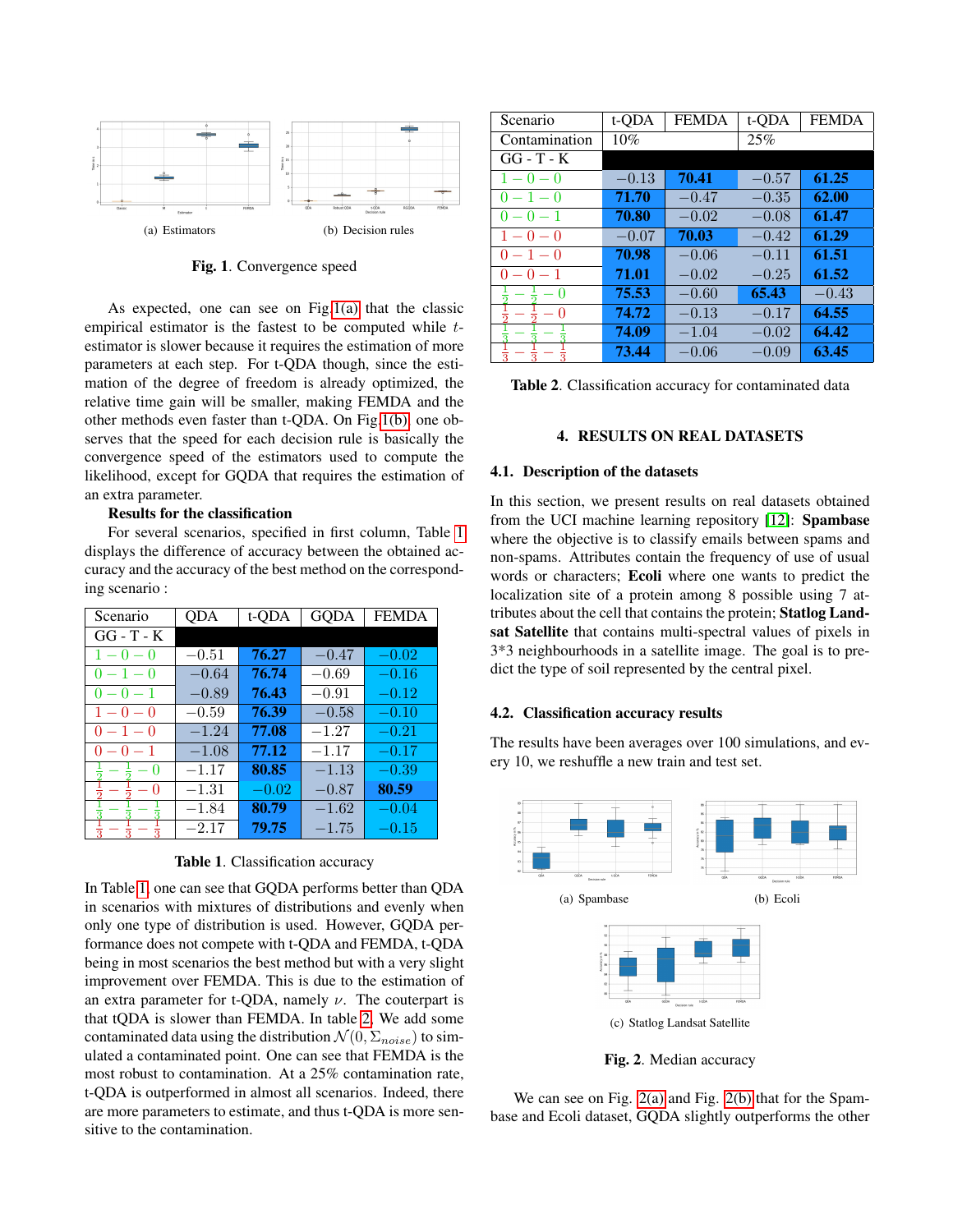(a) Estimators

(b) Decision rules

**Fig. 1**. Convergence speed

As expected, one can see on Fig 1(a) that the classic empirical estimator is the fastest to be computed while $t$-estimator is slower because it requires the estimation of more parameters at each step. For t-QDA though, since the estimation of the degree of freedom is already optimized, the relative time gain will be smaller, making FEMDA and the other methods even faster than t-QDA. On Fig 1(b) one observes that the speed for each decision rule is basically the convergence speed of the estimators used to compute the likelihood, except for GQDA that requires the estimation of an extra parameter.

**Results for the classification**

For several scenarios, specified in first column, Table 1 displays the difference of accuracy between the obtained accuracy and the accuracy of the best method on the corresponding scenario :

| Scenario | QDA | t-QDA | GQDA | FEMDA |
|---|---|---|---|---|
| GG - T - K | | | | |
| $1-0-0$ | $-0.51$ | **76.27** | $-0.47$ | $-0.02$ |
| $0-1-0$ | $-0.64$ | **76.74** | $-0.69$ | $-0.16$ |
| $0-0-1$ | $-0.89$ | **76.43** | $-0.91$ | $-0.12$ |
| $1-0-0$ | $-0.59$ | **76.39** | $-0.58$ | $-0.10$ |
| $0-1-0$ | $-1.24$ | **77.08** | $-1.27$ | $-0.21$ |
| $0-0-1$ | $-1.08$ | **77.12** | $-1.17$ | $-0.17$ |
| $\frac{1}{2}-\frac{1}{2}-0$ | $-1.17$ | **80.85** | $-1.13$ | $-0.39$ |
| $\frac{1}{2}-\frac{1}{2}-0$ | $-1.31$ | $-0.02$ | $-0.87$ | **80.59** |
| $\frac{1}{3}-\frac{1}{3}-\frac{1}{3}$ | $-1.84$ | **80.79** | $-1.62$ | $-0.04$ |
| $\frac{1}{3}-\frac{1}{3}-\frac{1}{3}$ | $-2.17$ | **79.75** | $-1.75$ | $-0.15$ |

**Table 1**. Classification accuracy

In Table 1, one can see that GQDA performs better than QDA in scenarios with mixtures of distributions and evenly when only one type of distribution is used. However, GQDA performance does not compete with t-QDA and FEMDA, t-QDA being in most scenarios the best method but with a very slight improvement over FEMDA. This is due to the estimation of an extra parameter for t-QDA, namely $\nu$. The couterpart is that tQDA is slower than FEMDA. In table 2, We add some contaminated data using the distribution $\mathcal{N}(0, \Sigma_{noise})$ to simulated a contaminated point. One can see that FEMDA is the most robust to contamination. At a 25% contamination rate, t-QDA is outperformed in almost all scenarios. Indeed, there are more parameters to estimate, and thus t-QDA is more sensitive to the contamination.

| Scenario | t-QDA | FEMDA | t-QDA | FEMDA |
|---|---|---|---|---|
| Contamination | 10% | | 25% | |
| GG - T - K | | | | |
| $1-0-0$ | $-0.13$ | **70.41** | $-0.57$ | **61.25** |
| $0-1-0$ | **71.70** | $-0.47$ | $-0.35$ | **62.00** |
| $0-0-1$ | **70.80** | $-0.02$ | $-0.08$ | **61.47** |
| $1-0-0$ | $-0.07$ | **70.03** | $-0.42$ | **61.29** |
| $0-1-0$ | **70.98** | $-0.06$ | $-0.11$ | **61.51** |
| $0-0-1$ | **71.01** | $-0.02$ | $-0.25$ | **61.52** |
| $\frac{1}{2}-\frac{1}{2}-0$ | **75.53** | $-0.60$ | **65.43** | $-0.43$ |
| $\frac{1}{2}-\frac{1}{2}-0$ | **74.72** | $-0.13$ | $-0.17$ | **64.55** |
| $\frac{1}{3}-\frac{1}{3}-\frac{1}{3}$ | **74.09** | $-1.04$ | $-0.02$ | **64.42** |
| $\frac{1}{3}-\frac{1}{3}-\frac{1}{3}$ | **73.44** | $-0.06$ | $-0.09$ | **63.45** |

**Table 2**. Classification accuracy for contaminated data

## 4. RESULTS ON REAL DATASETS

### 4.1. Description of the datasets

In this section, we present results on real datasets obtained from the UCI machine learning repository [12]: **Spambase** where the objective is to classify emails between spams and non-spams. Attributes contain the frequency of use of usual words or characters; **Ecoli** where one wants to predict the localization site of a protein among 8 possible using 7 attributes about the cell that contains the protein; **Statlog Landsat Satellite** that contains multi-spectral values of pixels in 3*3 neighbourhoods in a satellite image. The goal is to predict the type of soil represented by the central pixel.

### 4.2. Classification accuracy results

The results have been averages over 100 simulations, and every 10, we reshuffle a new train and test set.

(a) Spambase

(b) Ecoli

(c) Statlog Landsat Satellite

**Fig. 2**. Median accuracy

We can see on Fig. 2(a) and Fig. 2(b) that for the Spambase and Ecoli dataset, GQDA slightly outperforms the other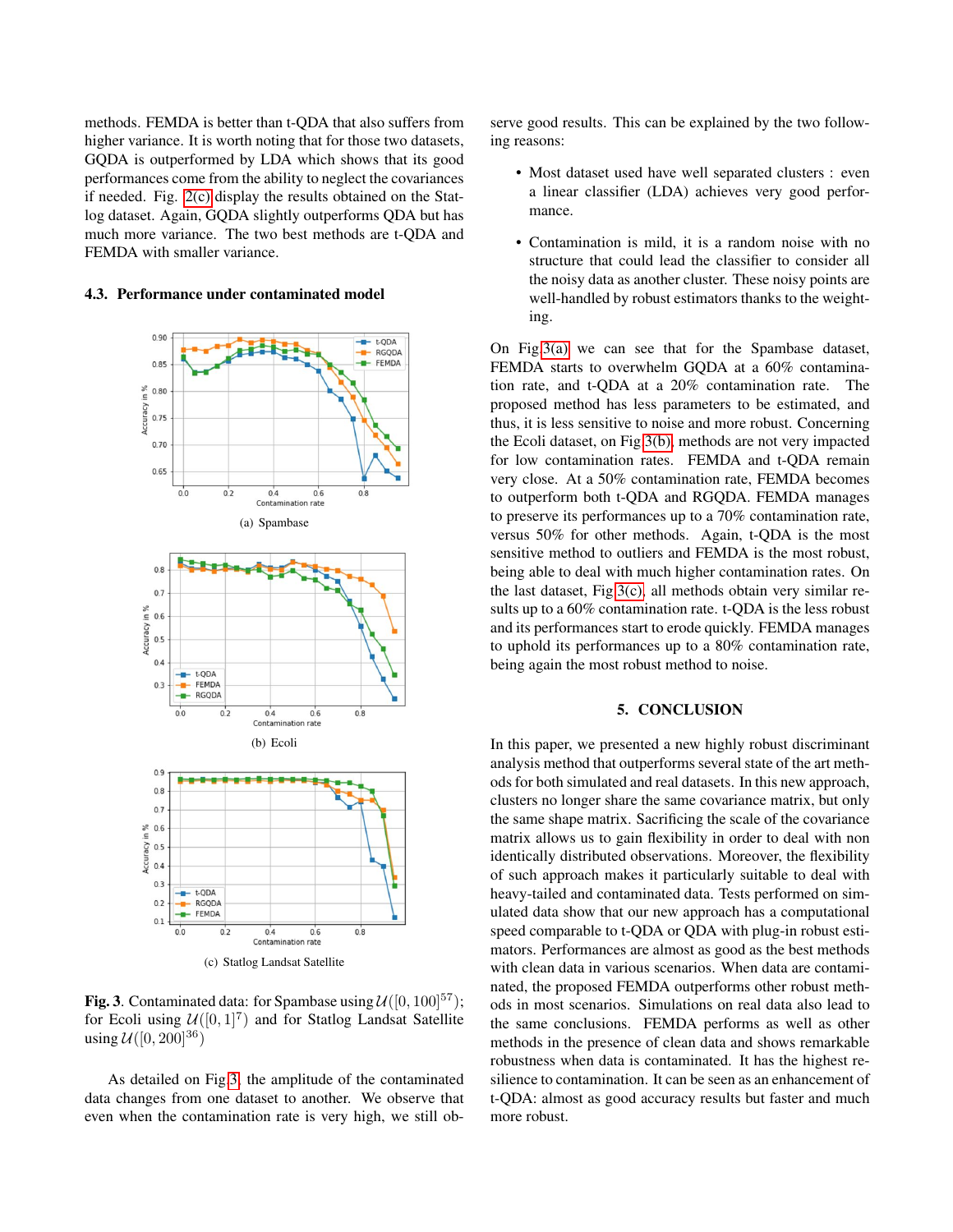methods. FEMDA is better than t-QDA that also suffers from higher variance. It is worth noting that for those two datasets, GQDA is outperformed by LDA which shows that its good performances come from the ability to neglect the covariances if needed. Fig. 2(c) display the results obtained on the Statlog dataset. Again, GQDA slightly outperforms QDA but has much more variance. The two best methods are t-QDA and FEMDA with smaller variance.

### 4.3. Performance under contaminated model

(a) Spambase

(b) Ecoli

(c) Statlog Landsat Satellite

**Fig. 3**. Contaminated data: for Spambase using $\mathcal{U}([0, 100]^{57})$; for Ecoli using $\mathcal{U}([0, 1]^{7})$ and for Statlog Landsat Satellite using $\mathcal{U}([0, 200]^{36})$

As detailed on Fig.3, the amplitude of the contaminated data changes from one dataset to another. We observe that even when the contamination rate is very high, we still observe good results. This can be explained by the two following reasons:

- Most dataset used have well separated clusters : even a linear classifier (LDA) achieves very good performance.
- Contamination is mild, it is a random noise with no structure that could lead the classifier to consider all the noisy data as another cluster. These noisy points are well-handled by robust estimators thanks to the weighting.

On Fig.3(a) we can see that for the Spambase dataset, FEMDA starts to overwhelm GQDA at a 60% contamination rate, and t-QDA at a 20% contamination rate. The proposed method has less parameters to be estimated, and thus, it is less sensitive to noise and more robust. Concerning the Ecoli dataset, on Fig.3(b), methods are not very impacted for low contamination rates. FEMDA and t-QDA remain very close. At a 50% contamination rate, FEMDA becomes to outperform both t-QDA and RGQDA. FEMDA manages to preserve its performances up to a 70% contamination rate, versus 50% for other methods. Again, t-QDA is the most sensitive method to outliers and FEMDA is the most robust, being able to deal with much higher contamination rates. On the last dataset, Fig.3(c), all methods obtain very similar results up to a 60% contamination rate. t-QDA is the less robust and its performances start to erode quickly. FEMDA manages to uphold its performances up to a 80% contamination rate, being again the most robust method to noise.

## 5. CONCLUSION

In this paper, we presented a new highly robust discriminant analysis method that outperforms several state of the art methods for both simulated and real datasets. In this new approach, clusters no longer share the same covariance matrix, but only the same shape matrix. Sacrificing the scale of the covariance matrix allows us to gain flexibility in order to deal with non identically distributed observations. Moreover, the flexibility of such approach makes it particularly suitable to deal with heavy-tailed and contaminated data. Tests performed on simulated data show that our new approach has a computational speed comparable to t-QDA or QDA with plug-in robust estimators. Performances are almost as good as the best methods with clean data in various scenarios. When data are contaminated, the proposed FEMDA outperforms other robust methods in most scenarios. Simulations on real data also lead to the same conclusions. FEMDA performs as well as other methods in the presence of clean data and shows remarkable robustness when data is contaminated. It has the highest resilience to contamination. It can be seen as an enhancement of t-QDA: almost as good accuracy results but faster and much more robust.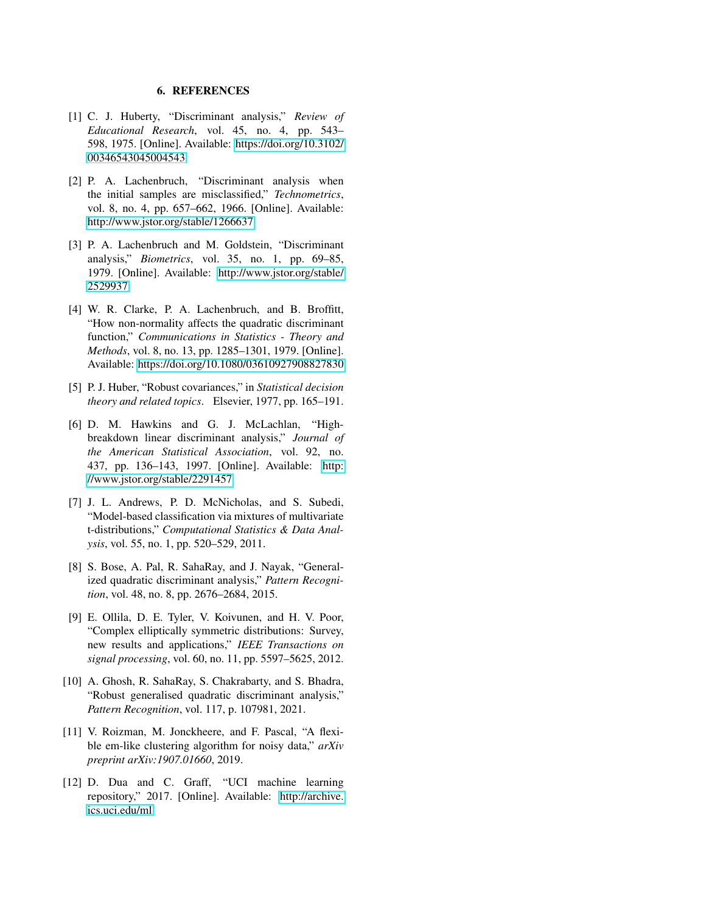## 6. REFERENCES

[1] C. J. Huberty, "Discriminant analysis," *Review of Educational Research*, vol. 45, no. 4, pp. 543–598, 1975. [Online]. Available: https://doi.org/10.3102/00346543045004543

[2] P. A. Lachenbruch, "Discriminant analysis when the initial samples are misclassified," *Technometrics*, vol. 8, no. 4, pp. 657–662, 1966. [Online]. Available: http://www.jstor.org/stable/1266637

[3] P. A. Lachenbruch and M. Goldstein, "Discriminant analysis," *Biometrics*, vol. 35, no. 1, pp. 69–85, 1979. [Online]. Available: http://www.jstor.org/stable/2529937

[4] W. R. Clarke, P. A. Lachenbruch, and B. Broffitt, "How non-normality affects the quadratic discriminant function," *Communications in Statistics - Theory and Methods*, vol. 8, no. 13, pp. 1285–1301, 1979. [Online]. Available: https://doi.org/10.1080/03610927908827830

[5] P. J. Huber, "Robust covariances," in *Statistical decision theory and related topics*. Elsevier, 1977, pp. 165–191.

[6] D. M. Hawkins and G. J. McLachlan, "High-breakdown linear discriminant analysis," *Journal of the American Statistical Association*, vol. 92, no. 437, pp. 136–143, 1997. [Online]. Available: http://www.jstor.org/stable/2291457

[7] J. L. Andrews, P. D. McNicholas, and S. Subedi, "Model-based classification via mixtures of multivariate t-distributions," *Computational Statistics & Data Analysis*, vol. 55, no. 1, pp. 520–529, 2011.

[8] S. Bose, A. Pal, R. SahaRay, and J. Nayak, "Generalized quadratic discriminant analysis," *Pattern Recognition*, vol. 48, no. 8, pp. 2676–2684, 2015.

[9] E. Ollila, D. E. Tyler, V. Koivunen, and H. V. Poor, "Complex elliptically symmetric distributions: Survey, new results and applications," *IEEE Transactions on signal processing*, vol. 60, no. 11, pp. 5597–5625, 2012.

[10] A. Ghosh, R. SahaRay, S. Chakrabarty, and S. Bhadra, "Robust generalised quadratic discriminant analysis," *Pattern Recognition*, vol. 117, p. 107981, 2021.

[11] V. Roizman, M. Jonckheere, and F. Pascal, "A flexible em-like clustering algorithm for noisy data," *arXiv preprint arXiv:1907.01660*, 2019.

[12] D. Dua and C. Graff, "UCI machine learning repository," 2017. [Online]. Available: http://archive.ics.uci.edu/ml